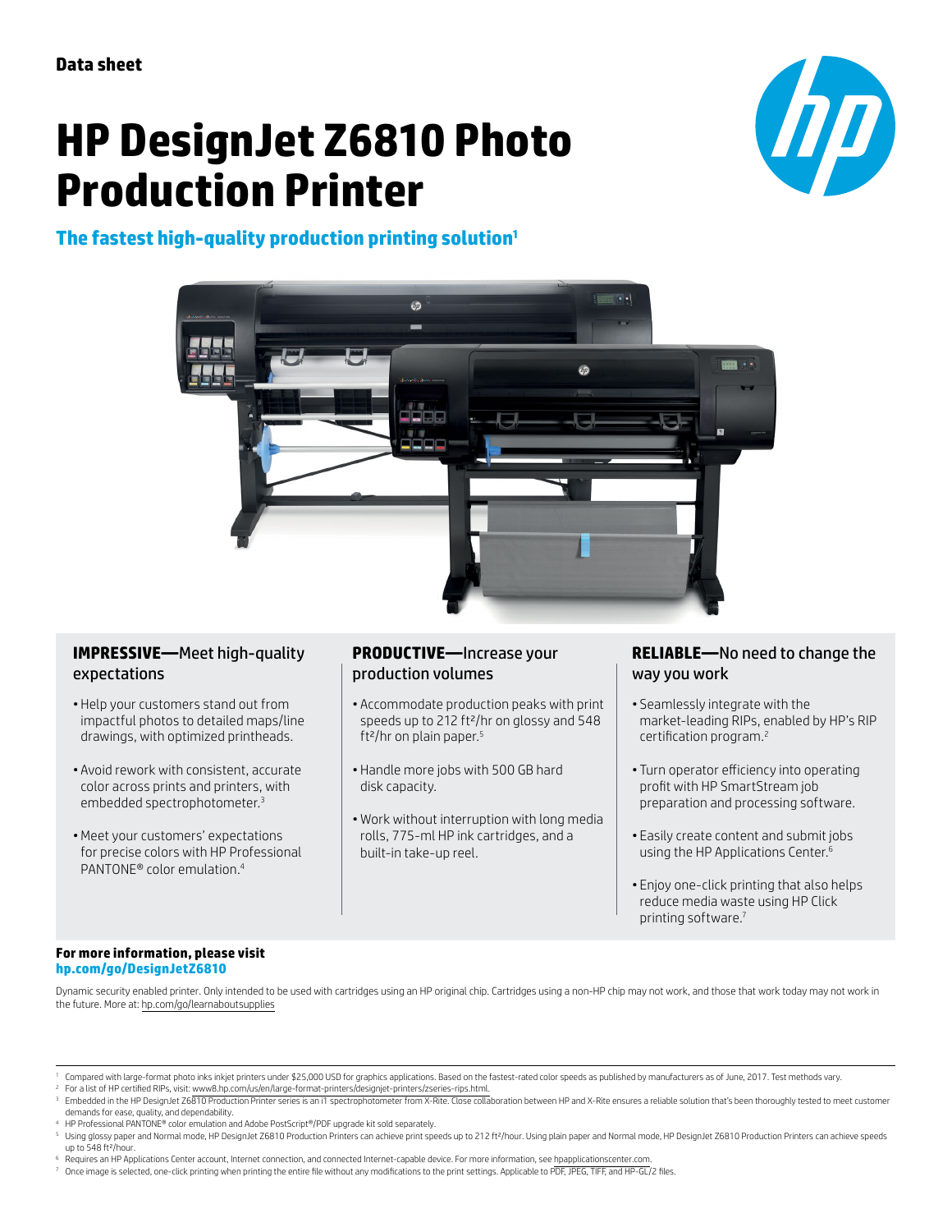Data sheet

# HP DesignJet Z6810 Photo Production Printer

## The fastest high-quality production printing solution[1]

### IMPRESSIVE—Meet high-quality expectations

- Help your customers stand out from impactful photos to detailed maps/line drawings, with optimized printheads.
- Avoid rework with consistent, accurate color across prints and printers, with embedded spectrophotometer.[3]
- Meet your customers' expectations for precise colors with HP Professional PANTONE® color emulation.[4]

### PRODUCTIVE—Increase your production volumes

- Accommodate production peaks with print speeds up to 212 ft²/hr on glossy and 548 ft²/hr on plain paper.[5]
- Handle more jobs with 500 GB hard disk capacity.
- Work without interruption with long media rolls, 775-ml HP ink cartridges, and a built-in take-up reel.

### RELIABLE—No need to change the way you work

- Seamlessly integrate with the market-leading RIPs, enabled by HP's RIP certification program.[2]
- Turn operator efficiency into operating profit with HP SmartStream job preparation and processing software.
- Easily create content and submit jobs using the HP Applications Center.[6]
- Enjoy one-click printing that also helps reduce media waste using HP Click printing software.[7]

**For more information, please visit**
**hp.com/go/DesignJetZ6810**

Dynamic security enabled printer. Only intended to be used with cartridges using an HP original chip. Cartridges using a non-HP chip may not work, and those that work today may not work in the future. More at: hp.com/go/learnaboutsupplies

---

[1] Compared with large-format photo inks inkjet printers under $25,000 USD for graphics applications. Based on the fastest-rated color speeds as published by manufacturers as of June, 2017. Test methods vary.
[2] For a list of HP certified RIPs, visit: www8.hp.com/us/en/large-format-printers/designjet-printers/zseries-rips.html.
[3] Embedded in the HP DesignJet Z6810 Production Printer series is an i1 spectrophotometer from X-Rite. Close collaboration between HP and X-Rite ensures a reliable solution that's been thoroughly tested to meet customer demands for ease, quality, and dependability.
[4] HP Professional PANTONE® color emulation and Adobe PostScript®/PDF upgrade kit sold separately.
[5] Using glossy paper and Normal mode, HP DesignJet Z6810 Production Printers can achieve print speeds up to 212 ft²/hour. Using plain paper and Normal mode, HP DesignJet Z6810 Production Printers can achieve speeds up to 548 ft²/hour.
[6] Requires an HP Applications Center account, Internet connection, and connected Internet-capable device. For more information, see hpapplicationscenter.com.
[7] Once image is selected, one-click printing when printing the entire file without any modifications to the print settings. Applicable to PDF, JPEG, TIFF, and HP-GL/2 files.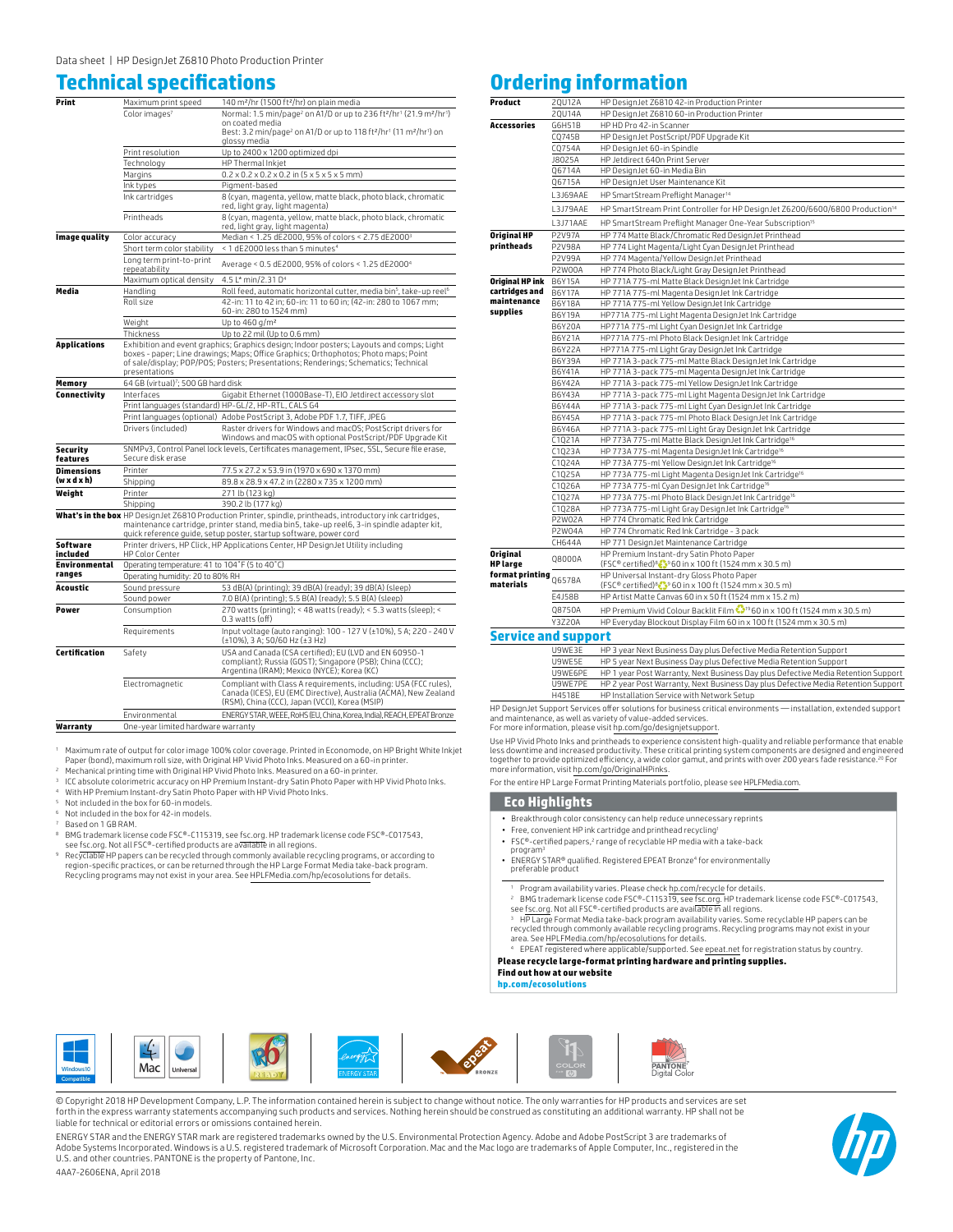# Technical specifications

| | | |
|---|---|---|
| **Print** | Maximum print speed | 140 m²/hr (1500 ft²/hr) on plain media |
| | Color images[1] | Normal: 1.5 min/page[2] on A1/D or up to 236 ft²/hr[1] (21.9 m²/hr[1]) on coated media<br>Best: 3.2 min/page[2] on A1/D or up to 118 ft²/hr[1] (11 m²/hr[1]) on glossy media |
| | Print resolution | Up to 2400 x 1200 optimized dpi |
| | Technology | HP Thermal Inkjet |
| | Margins | 0.2 x 0.2 x 0.2 x 0.2 in (5 x 5 x 5 x 5 mm) |
| | Ink types | Pigment-based |
| | Ink cartridges | 8 (cyan, magenta, yellow, matte black, photo black, chromatic red, light gray, light magenta) |
| | Printheads | 8 (cyan, magenta, yellow, matte black, photo black, chromatic red, light gray, light magenta) |
| **Image quality** | Color accuracy | Median < 1.25 dE2000, 95% of colors < 2.75 dE2000[3] |
| | Short term color stability | < 1 dE2000 less than 5 minutes[4] |
| | Long term print-to-print repeatability | Average < 0.5 dE2000, 95% of colors < 1.25 dE2000[4] |
| | Maximum optical density | 4.5 L* min/2.31 D[4] |
| **Media** | Handling | Roll feed, automatic horizontal cutter, media bin[5], take-up reel[6] |
| | Roll size | 42-in: 11 to 42 in; 60-in: 11 to 60 in; (42-in: 280 to 1067 mm; 60-in: 280 to 1524 mm) |
| | Weight | Up to 460 g/m² |
| | Thickness | Up to 22 mil (Up to 0.6 mm) |
| **Applications** | Exhibition and event graphics; Graphics design; Indoor posters; Layouts and comps; Light boxes - paper; Line drawings; Maps; Office Graphics; Orthophotos; Photo maps; Point of sale/display; POP/POS; Posters; Presentations; Renderings; Schematics; Technical presentations | |
| **Memory** | 64 GB (virtual)[7]; 500 GB hard disk | |
| **Connectivity** | Interfaces | Gigabit Ethernet (1000Base-T), EIO Jetdirect accessory slot |
| | Print languages (standard) | HP-GL/2, HP-RTL, CALS G4 |
| | Print languages (optional) | Adobe PostScript 3, Adobe PDF 1.7, TIFF, JPEG |
| | Drivers (included) | Raster drivers for Windows and macOS; PostScript drivers for Windows and macOS with optional PostScript/PDF Upgrade Kit |
| **Security features** | SNMPv3, Control Panel lock levels, Certificates management, IPsec, SSL, Secure file erase, Secure disk erase | |
| **Dimensions (w x d x h)** | Printer | 77.5 x 27.2 x 53.9 in (1970 x 690 x 1370 mm) |
| | Shipping | 89.8 x 28.9 x 47.2 in (2280 x 735 x 1200 mm) |
| **Weight** | Printer | 271 lb (123 kg) |
| | Shipping | 390.2 lb (177 kg) |
| **What's in the box** | HP DesignJet Z6810 Production Printer, spindle, printheads, introductory ink cartridges, maintenance cartridge, printer stand, media bin5, take-up reel6, 3-in spindle adapter kit, quick reference guide, setup poster, startup software, power cord | |
| **Software included** | Printer drivers, HP Click, HP Applications Center, HP DesignJet Utility including HP Color Center | |
| **Environmental ranges** | Operating temperature: 41 to 104°F (5 to 40°C) | |
| | Operating humidity: 20 to 80% RH | |
| **Acoustic** | Sound pressure | 53 dB(A) (printing); 39 dB(A) (ready); 39 dB(A) (sleep) |
| | Sound power | 7.0 B(A) (printing); 5.5 B(A) (ready); 5.5 B(A) (sleep) |
| **Power** | Consumption | 270 watts (printing); < 48 watts (ready); < 5.3 watts (sleep); < 0.3 watts (off) |
| | Requirements | Input voltage (auto ranging): 100 - 127 V (±10%), 5 A; 220 - 240 V (±10%), 3 A; 50/60 Hz (±3 Hz) |
| **Certification** | Safety | USA and Canada (CSA certified); EU (LVD and EN 60950-1 compliant); Russia (GOST); Singapore (PSB); China (CCC); Argentina (IRAM); Mexico (NYCE); Korea (KC) |
| | Electromagnetic | Compliant with Class A requirements, including: USA (FCC rules), Canada (ICES), EU (EMC Directive), Australia (ACMA), New Zealand (RSM), China (CCC), Japan (VCCI), Korea (MSIP) |
| | Environmental | ENERGY STAR, WEEE, RoHS (EU, China, Korea, India), REACH, EPEAT Bronze |
| **Warranty** | One-year limited hardware warranty | |

[1] Maximum rate of output for color image 100% color coverage. Printed in Economode, on HP Bright White Inkjet Paper (bond), maximum roll size, with Original HP Vivid Photo Inks. Measured on a 60-in printer.
[2] Mechanical printing time with Original HP Vivid Photo Inks. Measured on a 60-in printer.
[3] ICC absolute colorimetric accuracy on HP Premium Instant-dry Satin Photo Paper with HP Vivid Photo Inks.
[4] With HP Premium Instant-dry Satin Photo Paper with HP Vivid Photo Inks.
[5] Not included in the box for 60-in models.
[6] Not included in the box for 42-in models.
[7] Based on 1 GB RAM.
[8] BMG trademark license code FSC®-C115319, see fsc.org. HP trademark license code FSC®-C017543, see fsc.org. Not all FSC®-certified products are available in all regions.
[9] Recyclable HP papers can be recycled through commonly available recycling programs, or according to region-specific practices, or can be returned through the HP Large Format Media take-back program. Recycling programs may not exist in your area. See HPLFMedia.com/hp/ecosolutions for details.

# Ordering information

| | | |
|---|---|---|
| **Product** | 2QU12A | HP DesignJet Z6810 42-in Production Printer |
| | 2QU14A | HP DesignJet Z6810 60-in Production Printer |
| **Accessories** | G6H51B | HP HD Pro 42-in Scanner |
| | CQ745B | HP DesignJet PostScript/PDF Upgrade Kit |
| | CQ754A | HP DesignJet 60-in Spindle |
| | J8025A | HP Jetdirect 640n Print Server |
| | Q6714A | HP DesignJet 60-in Media Bin |
| | Q6715A | HP DesignJet User Maintenance Kit |
| | L3J69AAE | HP SmartStream Preflight Manager[14] |
| | L3J79AAE | HP SmartStream Print Controller for HP DesignJet Z6200/6600/6800 Production[14] |
| | L3J71AAE | HP SmartStream Preflight Manager One-Year Subscription[15] |
| **Original HP printheads** | P2V97A | HP 774 Matte Black/Chromatic Red DesignJet Printhead |
| | P2V98A | HP 774 Light Magenta/Light Cyan DesignJet Printhead |
| | P2V99A | HP 774 Magenta/Yellow DesignJet Printhead |
| | P2W00A | HP 774 Photo Black/Light Gray DesignJet Printhead |
| **Original HP ink cartridges and maintenance supplies** | B6Y15A | HP 771A 775-ml Matte Black DesignJet Ink Cartridge |
| | B6Y17A | HP 771A 775-ml Magenta DesignJet Ink Cartridge |
| | B6Y18A | HP 771A 775-ml Yellow DesignJet Ink Cartridge |
| | B6Y19A | HP771A 775-ml Light Magenta DesignJet Ink Cartridge |
| | B6Y20A | HP771A 775-ml Light Cyan DesignJet Ink Cartridge |
| | B6Y21A | HP771A 775-ml Photo Black DesignJet Ink Cartridge |
| | B6Y22A | HP771A 775-ml Light Gray DesignJet Ink Cartridge |
| | B6Y39A | HP 771A 3-pack 775-ml Matte Black DesignJet Ink Cartridge |
| | B6Y41A | HP 771A 3-pack 775-ml Magenta DesignJet Ink Cartridge |
| | B6Y42A | HP 771A 3-pack 775-ml Yellow DesignJet Ink Cartridge |
| | B6Y43A | HP 771A 3-pack 775-ml Light Magenta DesignJet Ink Cartridge |
| | B6Y44A | HP 771A 3-pack 775-ml Light Cyan DesignJet Ink Cartridge |
| | B6Y45A | HP 771A 3-pack 775-ml Photo Black DesignJet Ink Cartridge |
| | B6Y46A | HP 771A 3-pack 775-ml Light Gray DesignJet Ink Cartridge |
| | C1Q21A | HP 773A 775-ml Matte Black DesignJet Ink Cartridge[16] |
| | C1Q23A | HP 773A 775-ml Magenta DesignJet Ink Cartridge[16] |
| | C1Q24A | HP 773A 775-ml Yellow DesignJet Ink Cartridge[16] |
| | C1Q25A | HP 773A 775-ml Light Magenta DesignJet Ink Cartridge[16] |
| | C1Q26A | HP 773A 775-ml Cyan DesignJet Ink Cartridge[16] |
| | C1Q27A | HP 773A 775-ml Photo Black DesignJet Ink Cartridge[16] |
| | C1Q28A | HP 773A 775-ml Light Gray DesignJet Ink Cartridge[16] |
| | P2W02A | HP 774 Chromatic Red Ink Cartridge |
| | P2W04A | HP 774 Chromatic Red Ink Cartridge - 3 pack |
| | CH644A | HP 771 DesignJet Maintenance Cartridge |
| **Original HP large format printing materials** | Q8000A | HP Premium Instant-dry Satin Photo Paper (FSC® certified)[8] [9] 60 in x 100 ft (1524 mm x 30.5 m) |
| | Q6578A | HP Universal Instant-dry Gloss Photo Paper (FSC® certified)[8] [9] 60 in x 100 ft (1524 mm x 30.5 m) |
| | E4J58B | HP Artist Matte Canvas 60 in x 50 ft (1524 mm x 15.2 m) |
| | Q8750A | HP Premium Vivid Colour Backlit Film [19] 60 in x 100 ft (1524 mm x 30.5 m) |
| | Y3Z20A | HP Everyday Blockout Display Film 60 in x 100 ft (1524 mm x 30.5 m) |

## Service and support

| | |
|---|---|
| U9WE3E | HP 3 year Next Business Day plus Defective Media Retention Support |
| U9WE5E | HP 5 year Next Business Day plus Defective Media Retention Support |
| U9WE6PE | HP 1 year Post Warranty, Next Business Day plus Defective Media Retention Support |
| U9WE7PE | HP 2 year Post Warranty, Next Business Day plus Defective Media Retention Support |
| H4518E | HP Installation Service with Network Setup |

HP DesignJet Support Services offer solutions for business critical environments — installation, extended support and maintenance, as well as variety of value-added services.
For more information, please visit hp.com/go/designjetsupport.

Use HP Vivid Photo Inks and printheads to experience consistent high-quality and reliable performance that enable less downtime and increased productivity. These critical printing system components are designed and engineered together to provide optimized efficiency, a wide color gamut, and prints with over 200 years fade resistance.[20] For more information, visit hp.com/go/OriginalHPinks.

For the entire HP Large Format Printing Materials portfolio, please see HPLFMedia.com.

## Eco Highlights

- Breakthrough color consistency can help reduce unnecessary reprints
- Free, convenient HP ink cartridge and printhead recycling[1]
- FSC®-certified papers,[2] range of recyclable HP media with a take-back program[3]
- ENERGY STAR® qualified. Registered EPEAT Bronze[4] for environmentally preferable product

[1] Program availability varies. Please check hp.com/recycle for details.
[2] BMG trademark license code FSC®-C115319, see fsc.org. HP trademark license code FSC®-C017543, see fsc.org. Not all FSC®-certified products are available in all regions.
[3] HP Large Format Media take-back program availability varies. Some recyclable HP papers can be recycled through commonly available recycling programs. Recycling programs may not exist in your area. See HPLFMedia.com/hp/ecosolutions for details.
[4] EPEAT registered where applicable/supported. See epeat.net for registration status by country.

**Please recycle large-format printing hardware and printing supplies.**
**Find out how at our website**
**hp.com/ecosolutions**

© Copyright 2018 HP Development Company, L.P. The information contained herein is subject to change without notice. The only warranties for HP products and services are set forth in the express warranty statements accompanying such products and services. Nothing herein should be construed as constituting an additional warranty. HP shall not be liable for technical or editorial errors or omissions contained herein.

ENERGY STAR and the ENERGY STAR mark are registered trademarks owned by the U.S. Environmental Protection Agency. Adobe and Adobe PostScript 3 are trademarks of Adobe Systems Incorporated. Windows is a U.S. registered trademark of Microsoft Corporation. Mac and the Mac logo are trademarks of Apple Computer, Inc., registered in the U.S. and other countries. PANTONE is the property of Pantone, Inc.

4AA7-2606ENA, April 2018